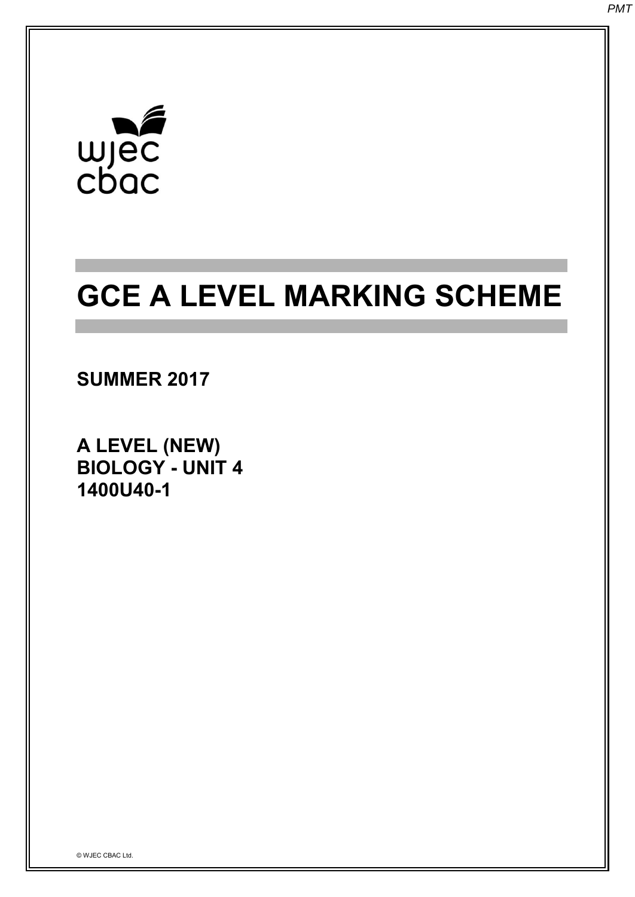wjec
cbac

# GCE A LEVEL MARKING SCHEME

**SUMMER 2017**

**A LEVEL (NEW)**
**BIOLOGY - UNIT 4**
**1400U40-1**

© WJEC CBAC Ltd.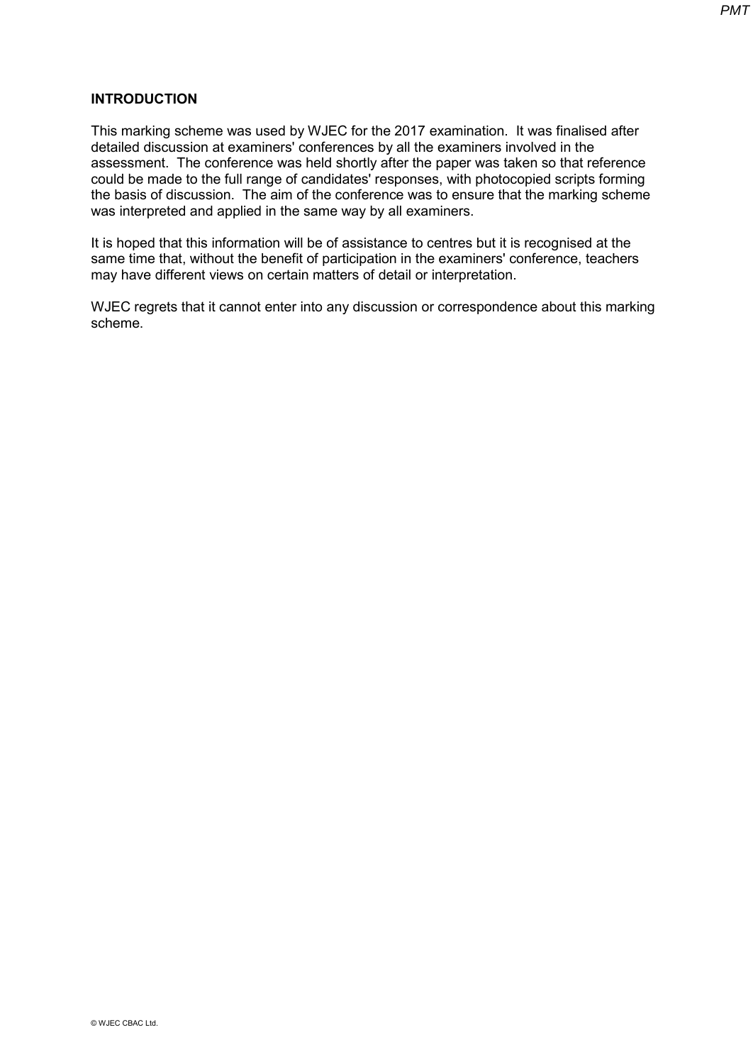## INTRODUCTION

This marking scheme was used by WJEC for the 2017 examination. It was finalised after detailed discussion at examiners' conferences by all the examiners involved in the assessment. The conference was held shortly after the paper was taken so that reference could be made to the full range of candidates' responses, with photocopied scripts forming the basis of discussion. The aim of the conference was to ensure that the marking scheme was interpreted and applied in the same way by all examiners.

It is hoped that this information will be of assistance to centres but it is recognised at the same time that, without the benefit of participation in the examiners' conference, teachers may have different views on certain matters of detail or interpretation.

WJEC regrets that it cannot enter into any discussion or correspondence about this marking scheme.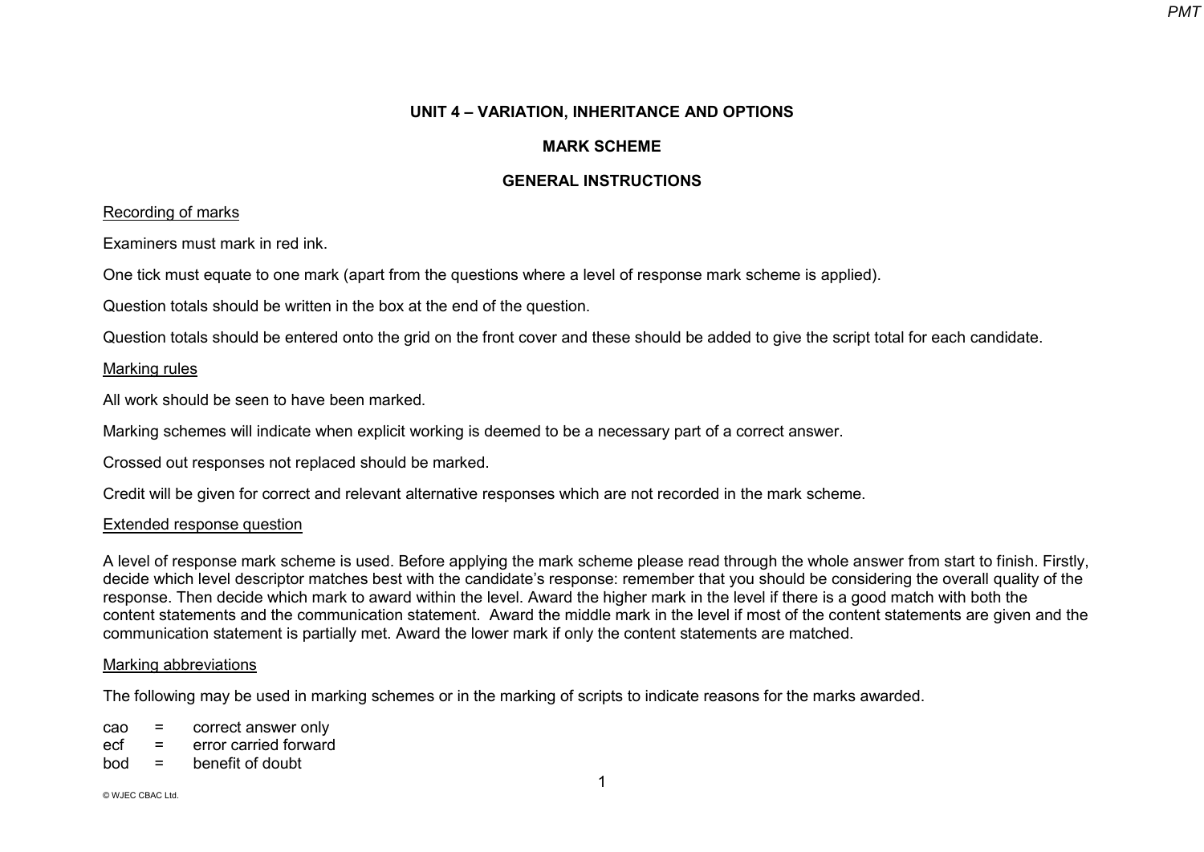# UNIT 4 – VARIATION, INHERITANCE AND OPTIONS

## MARK SCHEME

## GENERAL INSTRUCTIONS

<u>Recording of marks</u>

Examiners must mark in red ink.

One tick must equate to one mark (apart from the questions where a level of response mark scheme is applied).

Question totals should be written in the box at the end of the question.

Question totals should be entered onto the grid on the front cover and these should be added to give the script total for each candidate.

<u>Marking rules</u>

All work should be seen to have been marked.

Marking schemes will indicate when explicit working is deemed to be a necessary part of a correct answer.

Crossed out responses not replaced should be marked.

Credit will be given for correct and relevant alternative responses which are not recorded in the mark scheme.

<u>Extended response question</u>

A level of response mark scheme is used. Before applying the mark scheme please read through the whole answer from start to finish. Firstly, decide which level descriptor matches best with the candidate's response: remember that you should be considering the overall quality of the response. Then decide which mark to award within the level. Award the higher mark in the level if there is a good match with both the content statements and the communication statement. Award the middle mark in the level if most of the content statements are given and the communication statement is partially met. Award the lower mark if only the content statements are matched.

<u>Marking abbreviations</u>

The following may be used in marking schemes or in the marking of scripts to indicate reasons for the marks awarded.

cao = correct answer only
ecf = error carried forward
bod = benefit of doubt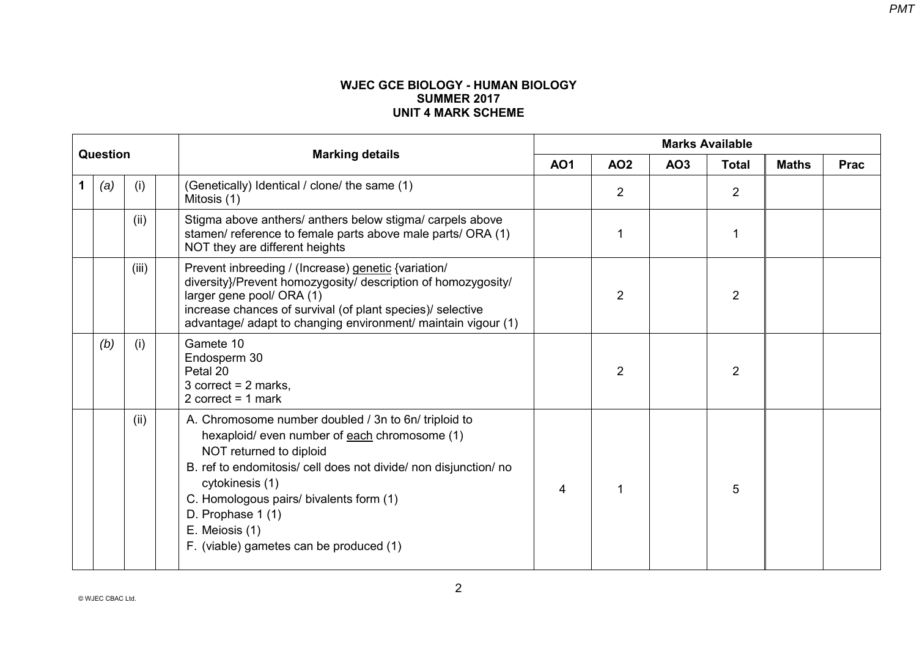**WJEC GCE BIOLOGY - HUMAN BIOLOGY**
**SUMMER 2017**
**UNIT 4 MARK SCHEME**

| Question | | | | Marking details | Marks Available | | | | | |
|---|---|---|---|---|---|---|---|---|---|---|
| | | | | | AO1 | AO2 | AO3 | Total | Maths | Prac |
| 1 | (a) | (i) | | (Genetically) Identical / clone/ the same (1)<br>Mitosis (1) | | 2 | | 2 | | |
| | | (ii) | | Stigma above anthers/ anthers below stigma/ carpels above stamen/ reference to female parts above male parts/ ORA (1)<br>NOT they are different heights | | 1 | | 1 | | |
| | | (iii) | | Prevent inbreeding / (Increase) genetic {variation/ diversity}/Prevent homozygosity/ description of homozygosity/ larger gene pool/ ORA (1)<br>increase chances of survival (of plant species)/ selective advantage/ adapt to changing environment/ maintain vigour (1) | | 2 | | 2 | | |
| | (b) | (i) | | Gamete 10<br>Endosperm 30<br>Petal 20<br>3 correct = 2 marks,<br>2 correct = 1 mark | | 2 | | 2 | | |
| | | (ii) | | A. Chromosome number doubled / 3n to 6n/ triploid to hexaploid/ even number of each chromosome (1)<br>NOT returned to diploid<br>B. ref to endomitosis/ cell does not divide/ non disjunction/ no cytokinesis (1)<br>C. Homologous pairs/ bivalents form (1)<br>D. Prophase 1 (1)<br>E. Meiosis (1)<br>F. (viable) gametes can be produced (1) | 4 | 1 | | 5 | | |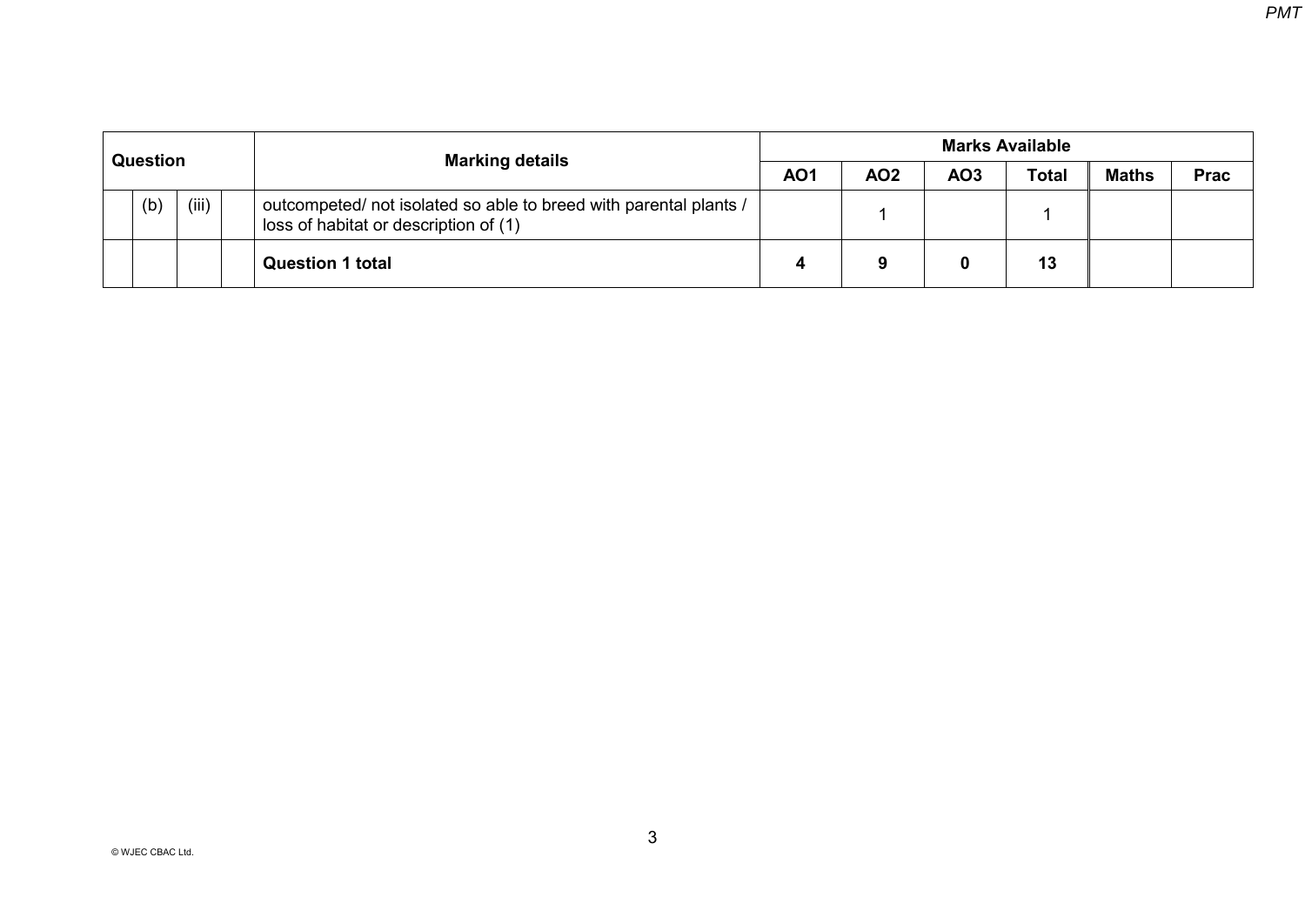| Question | | | | Marking details | Marks Available | | | | | |
|---|---|---|---|---|---|---|---|---|---|---|
| | | | | | AO1 | AO2 | AO3 | Total | Maths | Prac |
| | (b) | (iii) | | outcompeted/ not isolated so able to breed with parental plants / loss of habitat or description of (1) | | 1 | | 1 | | |
| | | | | **Question 1 total** | **4** | **9** | **0** | **13** | | |

© WJEC CBAC Ltd.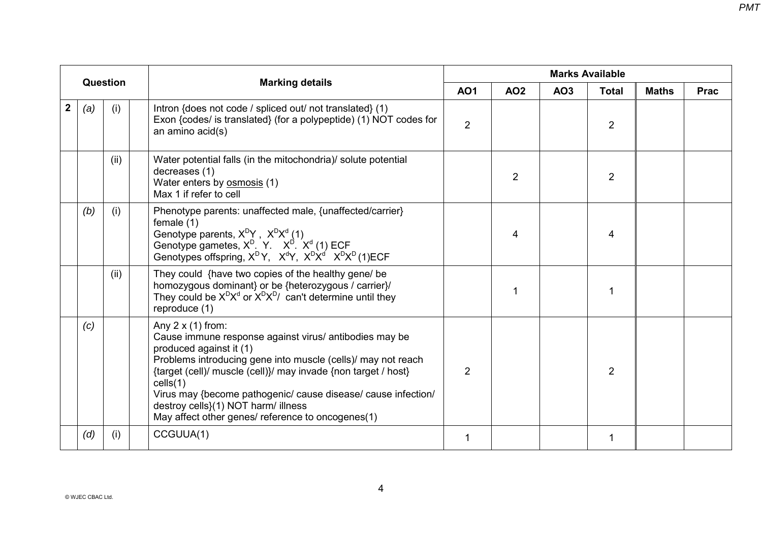| Question | | | | Marking details | Marks Available | | | | | |
|---|---|---|---|---|---|---|---|---|---|---|
| | | | | | AO1 | AO2 | AO3 | Total | Maths | Prac |
| 2 | (a) | (i) | | Intron {does not code / spliced out/ not translated} (1)<br>Exon {codes/ is translated} (for a polypeptide) (1) NOT codes for an amino acid(s) | 2 | | | 2 | | |
| | | (ii) | | Water potential falls (in the mitochondria)/ solute potential decreases (1)<br>Water enters by osmosis (1)<br>Max 1 if refer to cell | | 2 | | 2 | | |
| | (b) | (i) | | Phenotype parents: unaffected male, {unaffected/carrier} female (1)<br>Genotype parents, $X^DY$ , $X^DX^d$ (1)<br>Genotype gametes, $X^D$. Y. $X^D$. $X^d$ (1) ECF<br>Genotypes offspring, $X^DY$, $X^dY$, $X^DX^d$ $X^DX^D$ (1)ECF | | 4 | | 4 | | |
| | | (ii) | | They could {have two copies of the healthy gene/ be homozygous dominant} or be {heterozygous / carrier}/<br>They could be $X^DX^d$ or $X^DX^D$/ can't determine until they reproduce (1) | | 1 | | 1 | | |
| | (c) | | | Any 2 x (1) from:<br>Cause immune response against virus/ antibodies may be produced against it (1)<br>Problems introducing gene into muscle (cells)/ may not reach {target (cell)/ muscle (cell)}/ may invade {non target / host} cells(1)<br>Virus may {become pathogenic/ cause disease/ cause infection/ destroy cells}(1) NOT harm/ illness<br>May affect other genes/ reference to oncogenes(1) | 2 | | | 2 | | |
| | (d) | (i) | | CCGUUA(1) | 1 | | | 1 | | |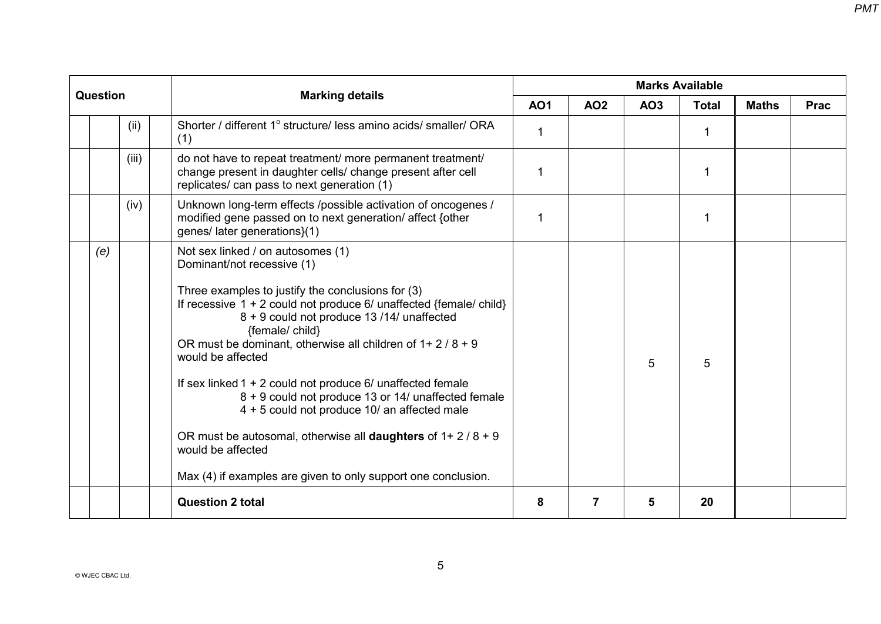| Question | | | | Marking details | Marks Available | | | | | |
|---|---|---|---|---|---|---|---|---|---|---|
| | | | | | AO1 | AO2 | AO3 | Total | Maths | Prac |
| | | (ii) | | Shorter / different 1° structure/ less amino acids/ smaller/ ORA (1) | 1 | | | 1 | | |
| | | (iii) | | do not have to repeat treatment/ more permanent treatment/ change present in daughter cells/ change present after cell replicates/ can pass to next generation (1) | 1 | | | 1 | | |
| | | (iv) | | Unknown long-term effects /possible activation of oncogenes / modified gene passed on to next generation/ affect {other genes/ later generations}(1) | 1 | | | 1 | | |
| | *(e)* | | | Not sex linked / on autosomes (1)<br>Dominant/not recessive (1)<br><br>Three examples to justify the conclusions for (3)<br>If recessive 1 + 2 could not produce 6/ unaffected {female/ child}<br>8 + 9 could not produce 13 /14/ unaffected {female/ child}<br>OR must be dominant, otherwise all children of 1+ 2 / 8 + 9 would be affected<br><br>If sex linked 1 + 2 could not produce 6/ unaffected female<br>8 + 9 could not produce 13 or 14/ unaffected female<br>4 + 5 could not produce 10/ an affected male<br><br>OR must be autosomal, otherwise all **daughters** of 1+ 2 / 8 + 9 would be affected<br><br>Max (4) if examples are given to only support one conclusion. | | | 5 | 5 | | |
| | | | | **Question 2 total** | **8** | **7** | **5** | **20** | | |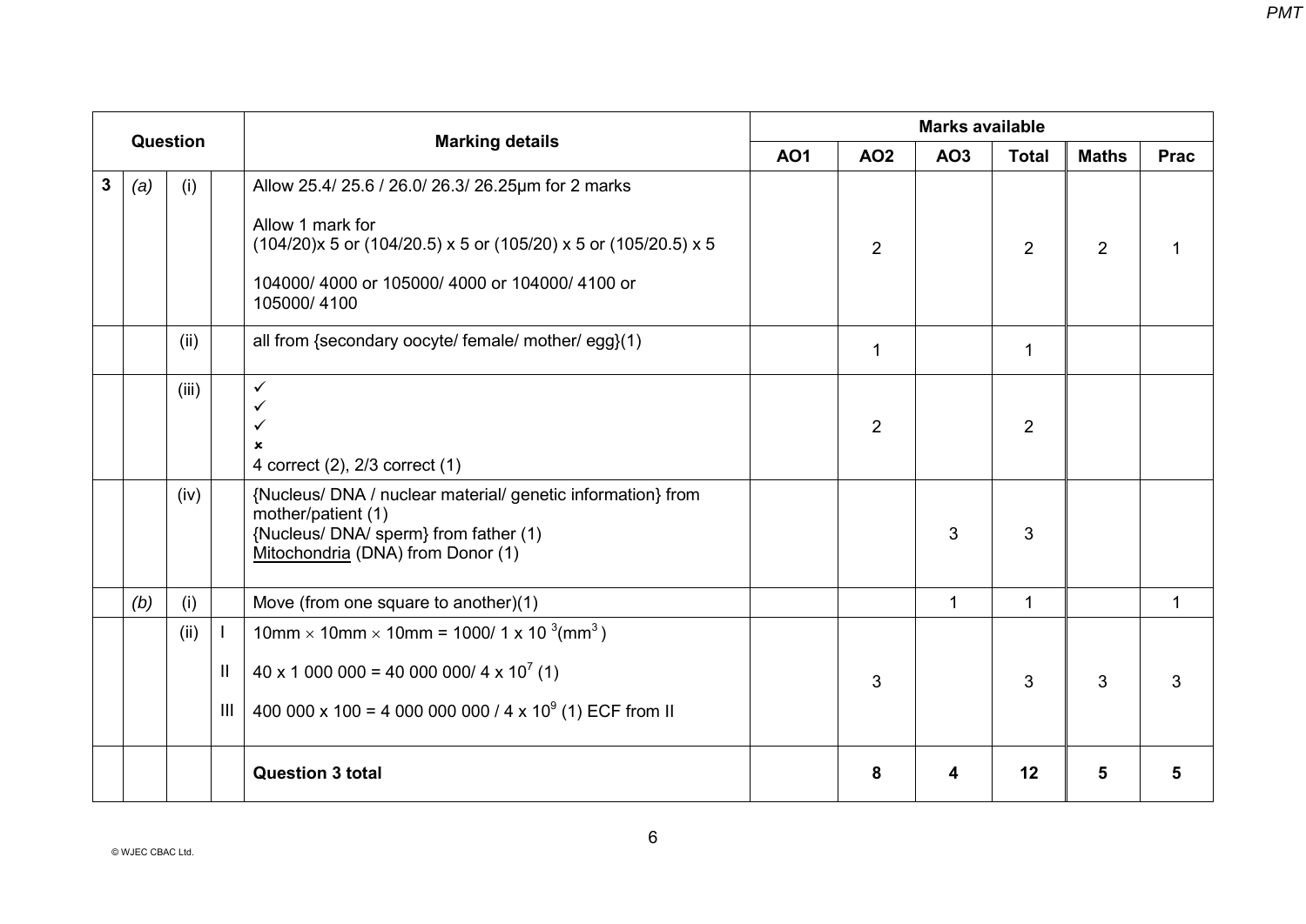| Question | | | | Marking details | Marks available | | | | | |
|---|---|---|---|---|---|---|---|---|---|---|
| | | | | | AO1 | AO2 | AO3 | Total | Maths | Prac |
| 3 | (a) | (i) | | Allow 25.4/ 25.6 / 26.0/ 26.3/ 26.25μm for 2 marks<br><br>Allow 1 mark for<br>(104/20)x 5 or (104/20.5) x 5 or (105/20) x 5 or (105/20.5) x 5<br><br>104000/ 4000 or 105000/ 4000 or 104000/ 4100 or 105000/ 4100 | | 2 | | 2 | 2 | 1 |
| | | (ii) | | all from {secondary oocyte/ female/ mother/ egg}(1) | | 1 | | 1 | | |
| | | (iii) | | ✓<br>✓<br>✓<br>✗<br>4 correct (2), 2/3 correct (1) | | 2 | | 2 | | |
| | | (iv) | | {Nucleus/ DNA / nuclear material/ genetic information} from mother/patient (1)<br>{Nucleus/ DNA/ sperm} from father (1)<br>Mitochondria (DNA) from Donor (1) | | | 3 | 3 | | |
| | (b) | (i) | | Move (from one square to another)(1) | | | 1 | 1 | | 1 |
| | | (ii) | I | $10mm \times 10mm \times 10mm = 1000/\ 1 \times 10^{3} (mm^{3})$ | | 3 | | 3 | 3 | 3 |
| | | | II | $40 \times 1\,000\,000 = 40\,000\,000/\ 4 \times 10^{7}$ (1) | | | | | | |
| | | | III | $400\,000 \times 100 = 4\,000\,000\,000\ /\ 4 \times 10^{9}$ (1) ECF from II | | | | | | |
| | | | | **Question 3 total** | | **8** | **4** | **12** | **5** | **5** |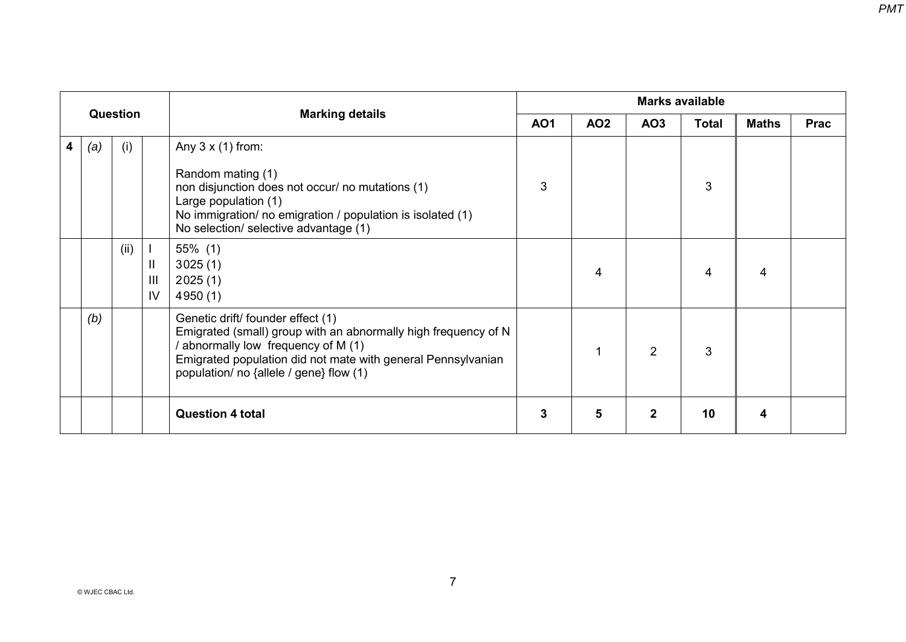| Question | | | | Marking details | Marks available | | | | | |
|---|---|---|---|---|---|---|---|---|---|---|
| | | | | | AO1 | AO2 | AO3 | Total | Maths | Prac |
| 4 | (a) | (i) | | Any 3 x (1) from:<br><br>Random mating (1)<br>non disjunction does not occur/ no mutations (1)<br>Large population (1)<br>No immigration/ no emigration / population is isolated (1)<br>No selection/ selective advantage (1) | 3 | | | 3 | | |
| | | (ii) | I<br>II<br>III<br>IV | 55% (1)<br>3025 (1)<br>2025 (1)<br>4950 (1) | | 4 | | 4 | 4 | |
| | (b) | | | Genetic drift/ founder effect (1)<br>Emigrated (small) group with an abnormally high frequency of N / abnormally low frequency of M (1)<br>Emigrated population did not mate with general Pennsylvanian population/ no {allele / gene} flow (1) | | 1 | 2 | 3 | | |
| | | | | **Question 4 total** | **3** | **5** | **2** | **10** | **4** | |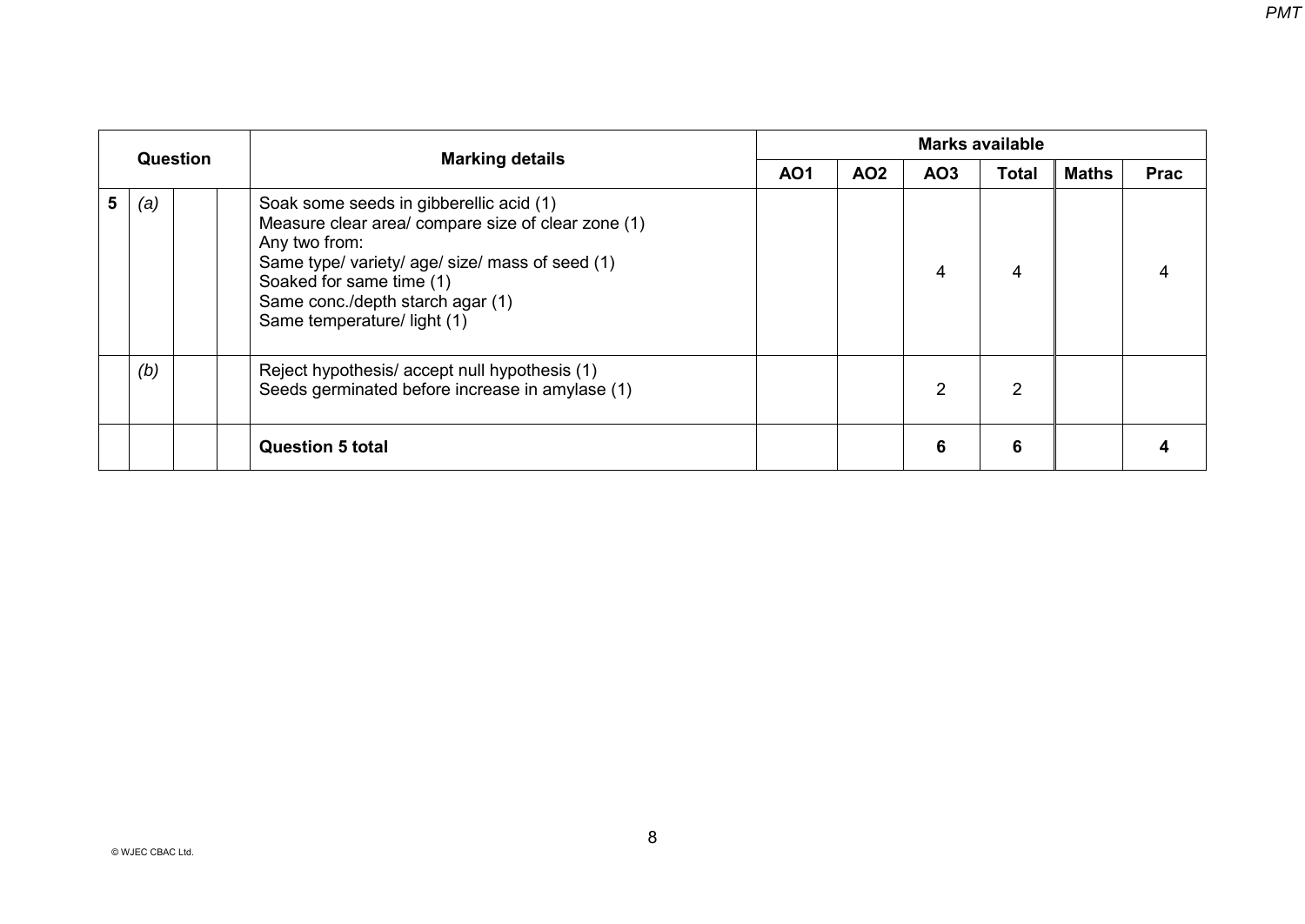| Question | | | | Marking details | Marks available | | | | | |
|---|---|---|---|---|---|---|---|---|---|---|
| | | | | | AO1 | AO2 | AO3 | Total | Maths | Prac |
| 5 | (a) | | | Soak some seeds in gibberellic acid (1)<br>Measure clear area/ compare size of clear zone (1)<br>Any two from:<br>Same type/ variety/ age/ size/ mass of seed (1)<br>Soaked for same time (1)<br>Same conc./depth starch agar (1)<br>Same temperature/ light (1) | | | 4 | 4 | | 4 |
| | (b) | | | Reject hypothesis/ accept null hypothesis (1)<br>Seeds germinated before increase in amylase (1) | | | 2 | 2 | | |
| | | | | **Question 5 total** | | | **6** | **6** | | **4** |

© WJEC CBAC Ltd.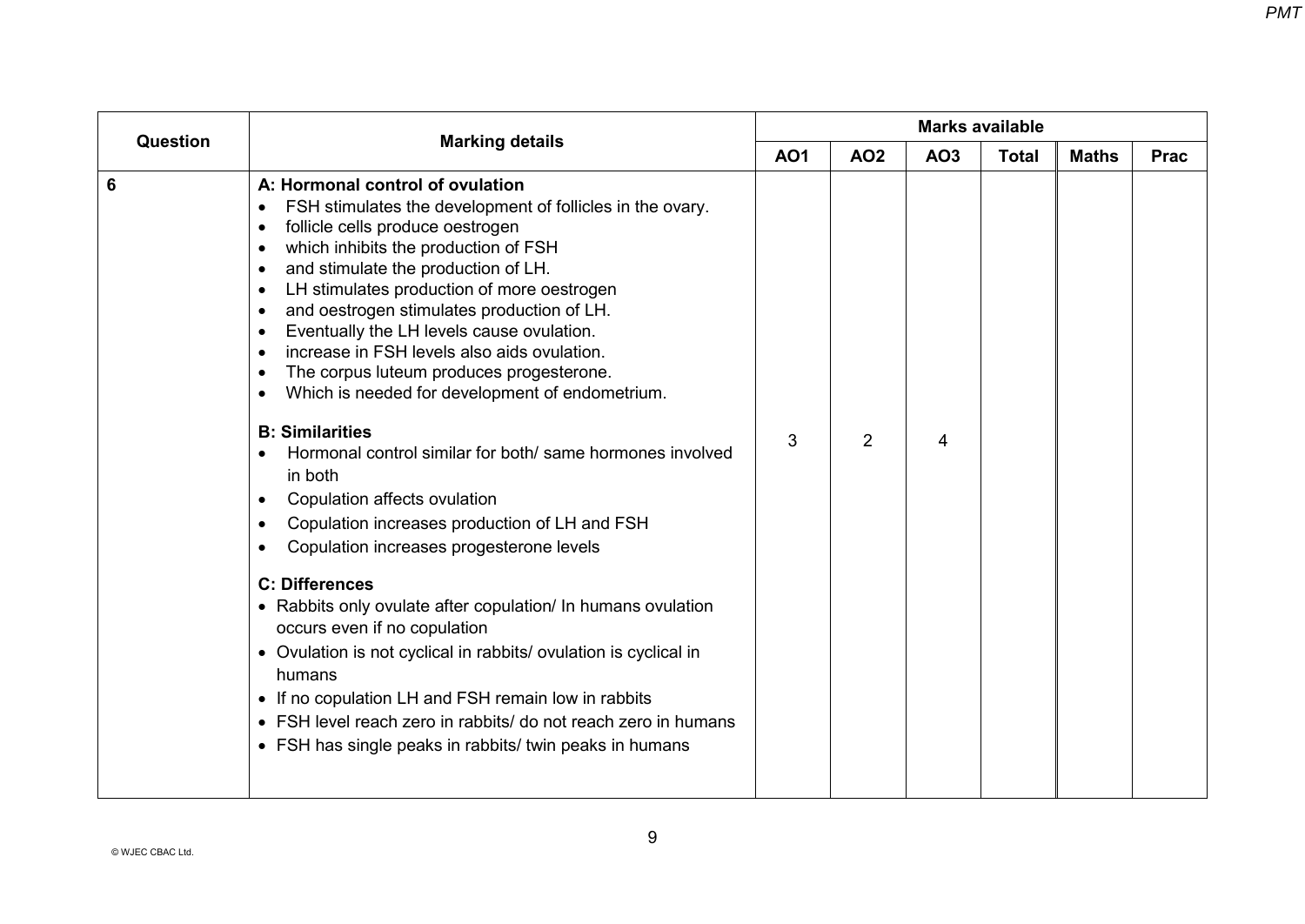| Question | Marking details | Marks available | | | | | |
|---|---|---|---|---|---|---|---|
| | | AO1 | AO2 | AO3 | Total | Maths | Prac |
| 6 | **A: Hormonal control of ovulation**<br>• FSH stimulates the development of follicles in the ovary.<br>• follicle cells produce oestrogen<br>• which inhibits the production of FSH<br>• and stimulate the production of LH.<br>• LH stimulates production of more oestrogen<br>• and oestrogen stimulates production of LH.<br>• Eventually the LH levels cause ovulation.<br>• increase in FSH levels also aids ovulation.<br>• The corpus luteum produces progesterone.<br>• Which is needed for development of endometrium.<br><br>**B: Similarities**<br>• Hormonal control similar for both/ same hormones involved in both<br>• Copulation affects ovulation<br>• Copulation increases production of LH and FSH<br>• Copulation increases progesterone levels<br><br>**C: Differences**<br>• Rabbits only ovulate after copulation/ In humans ovulation occurs even if no copulation<br>• Ovulation is not cyclical in rabbits/ ovulation is cyclical in humans<br>• If no copulation LH and FSH remain low in rabbits<br>• FSH level reach zero in rabbits/ do not reach zero in humans<br>• FSH has single peaks in rabbits/ twin peaks in humans | 3 | 2 | 4 | | | |

© WJEC CBAC Ltd.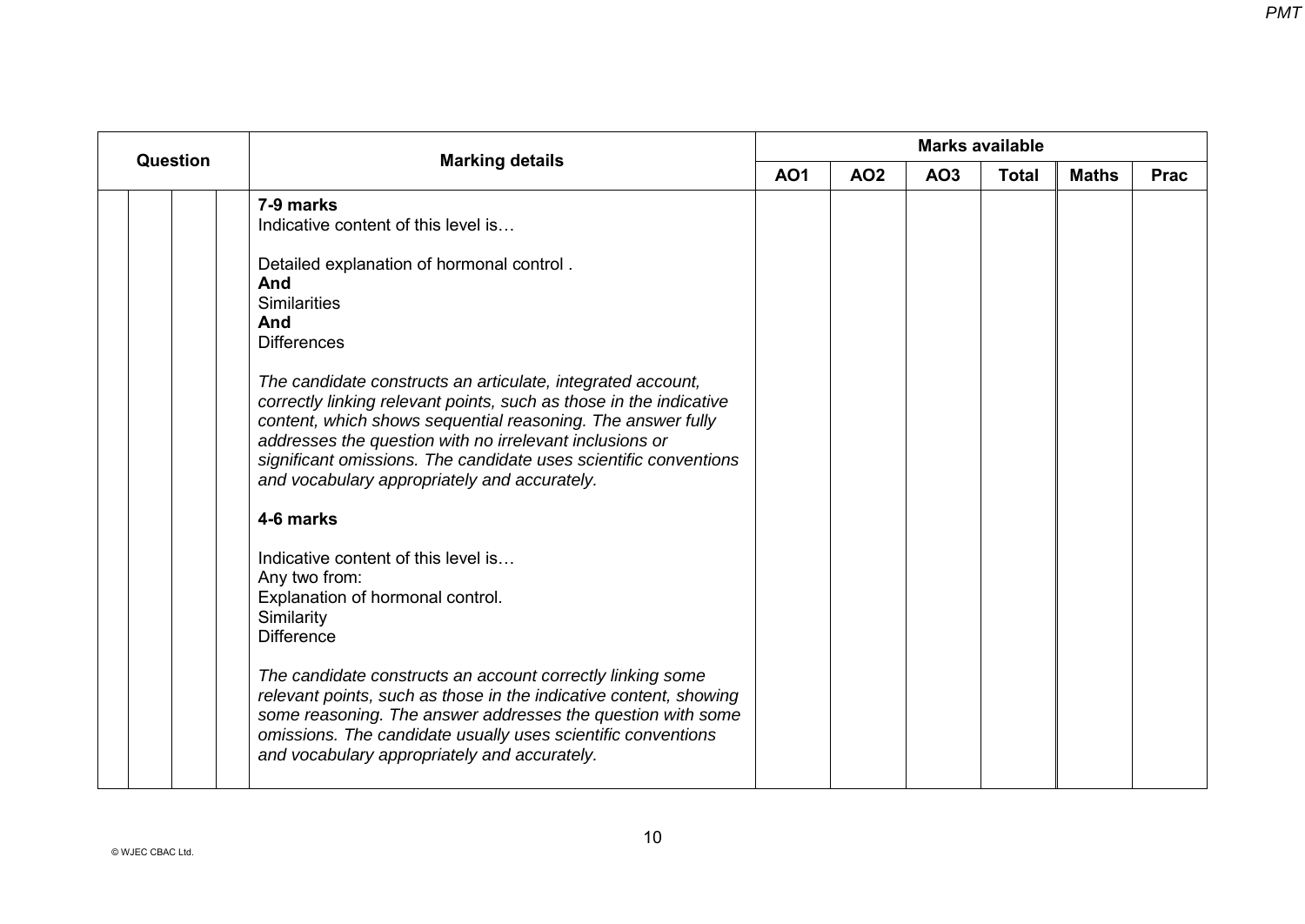| Question | | | | Marking details | Marks available | | | | | |
|---|---|---|---|---|---|---|---|---|---|---|
| | | | | | AO1 | AO2 | AO3 | Total | Maths | Prac |
| | | | | **7-9 marks**<br>Indicative content of this level is…<br><br>Detailed explanation of hormonal control .<br>**And**<br>Similarities<br>**And**<br>Differences<br><br>*The candidate constructs an articulate, integrated account, correctly linking relevant points, such as those in the indicative content, which shows sequential reasoning. The answer fully addresses the question with no irrelevant inclusions or significant omissions. The candidate uses scientific conventions and vocabulary appropriately and accurately.*<br><br>**4-6 marks**<br><br>Indicative content of this level is…<br>Any two from:<br>Explanation of hormonal control.<br>Similarity<br>Difference<br><br>*The candidate constructs an account correctly linking some relevant points, such as those in the indicative content, showing some reasoning. The answer addresses the question with some omissions. The candidate usually uses scientific conventions and vocabulary appropriately and accurately.* | | | | | | |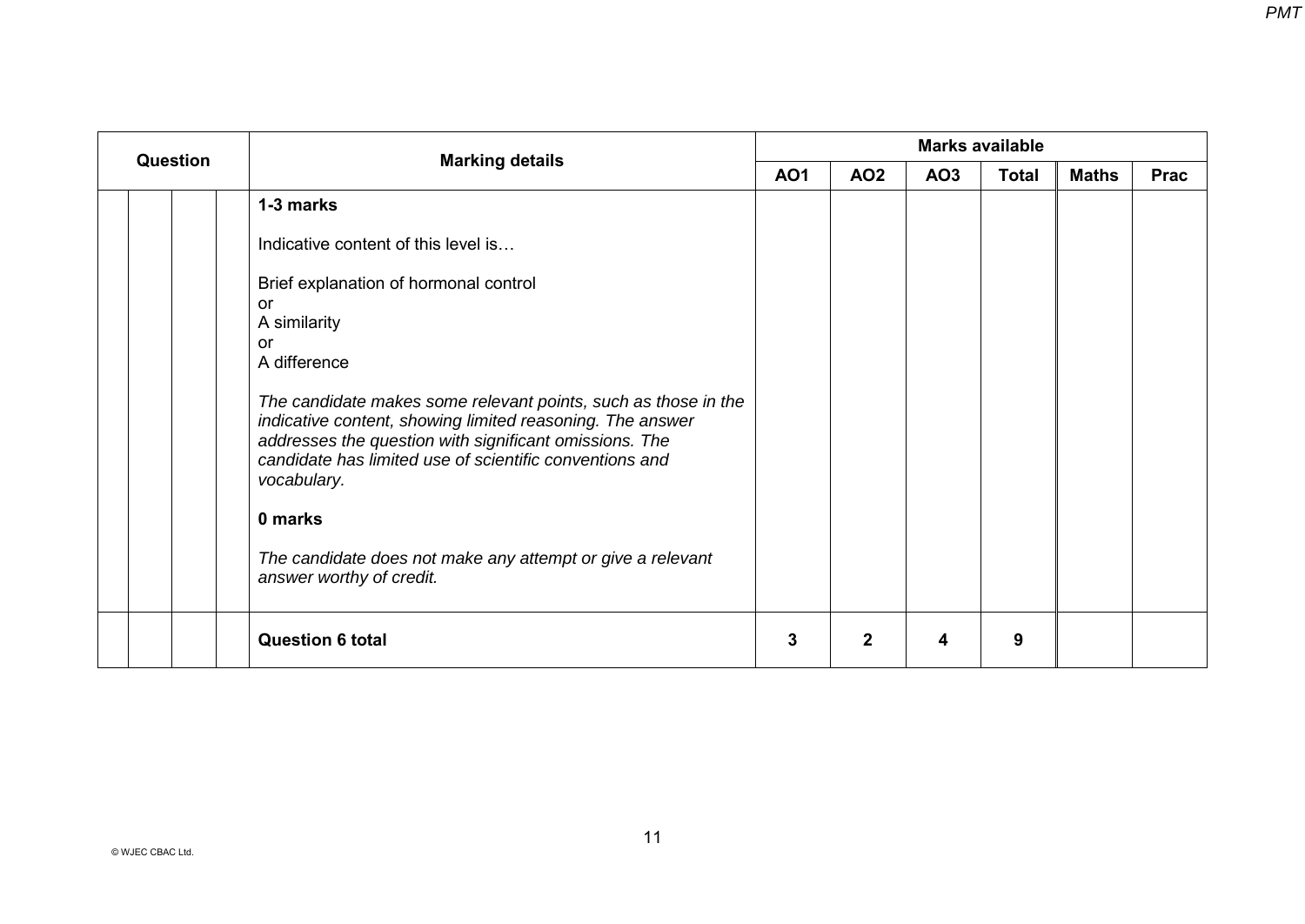| Question | | | | Marking details | Marks available | | | | | |
|---|---|---|---|---|---|---|---|---|---|---|
| | | | | | AO1 | AO2 | AO3 | Total | Maths | Prac |
| | | | | **1-3 marks**<br><br>Indicative content of this level is…<br><br>Brief explanation of hormonal control<br>or<br>A similarity<br>or<br>A difference<br><br>*The candidate makes some relevant points, such as those in the indicative content, showing limited reasoning. The answer addresses the question with significant omissions. The candidate has limited use of scientific conventions and vocabulary.*<br><br>**0 marks**<br><br>*The candidate does not make any attempt or give a relevant answer worthy of credit.* | | | | | | |
| | | | | **Question 6 total** | **3** | **2** | **4** | **9** | | |

© WJEC CBAC Ltd.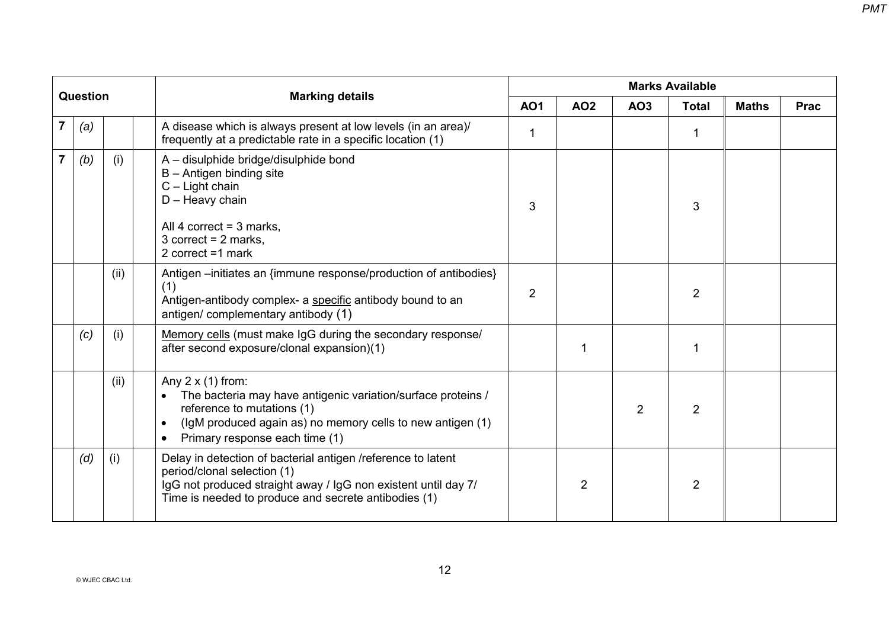| Question | | | | Marking details | Marks Available | | | | | |
|---|---|---|---|---|---|---|---|---|---|---|
| | | | | | AO1 | AO2 | AO3 | Total | Maths | Prac |
| 7 | (a) | | | A disease which is always present at low levels (in an area)/ frequently at a predictable rate in a specific location (1) | 1 | | | 1 | | |
| 7 | (b) | (i) | | A – disulphide bridge/disulphide bond<br>B – Antigen binding site<br>C – Light chain<br>D – Heavy chain<br><br>All 4 correct = 3 marks,<br>3 correct = 2 marks,<br>2 correct =1 mark | 3 | | | 3 | | |
| | | (ii) | | Antigen –initiates an {immune response/production of antibodies} (1)<br>Antigen-antibody complex- a specific antibody bound to an antigen/ complementary antibody (1) | 2 | | | 2 | | |
| | (c) | (i) | | Memory cells (must make IgG during the secondary response/ after second exposure/clonal expansion)(1) | | 1 | | 1 | | |
| | | (ii) | | Any 2 x (1) from:<br>• The bacteria may have antigenic variation/surface proteins / reference to mutations (1)<br>• (IgM produced again as) no memory cells to new antigen (1)<br>• Primary response each time (1) | | | 2 | 2 | | |
| | (d) | (i) | | Delay in detection of bacterial antigen /reference to latent period/clonal selection (1)<br>IgG not produced straight away / IgG non existent until day 7/ Time is needed to produce and secrete antibodies (1) | | 2 | | 2 | | |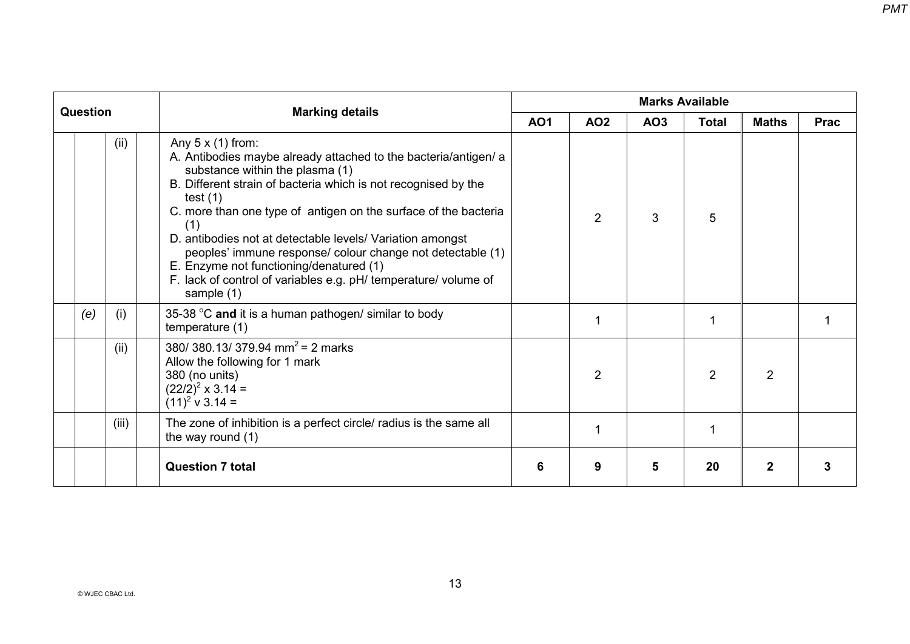| Question | | | | Marking details | Marks Available | | | | | |
|---|---|---|---|---|---|---|---|---|---|---|
| | | | | | AO1 | AO2 | AO3 | Total | Maths | Prac |
| | | (ii) | | Any 5 x (1) from:<br>A. Antibodies maybe already attached to the bacteria/antigen/ a substance within the plasma (1)<br>B. Different strain of bacteria which is not recognised by the test (1)<br>C. more than one type of antigen on the surface of the bacteria (1)<br>D. antibodies not at detectable levels/ Variation amongst peoples' immune response/ colour change not detectable (1)<br>E. Enzyme not functioning/denatured (1)<br>F. lack of control of variables e.g. pH/ temperature/ volume of sample (1) | | 2 | 3 | 5 | | |
| | *(e)* | (i) | | 35-38 °C **and** it is a human pathogen/ similar to body temperature (1) | | 1 | | 1 | | 1 |
| | | (ii) | | 380/ 380.13/ 379.94 $mm^2$ = 2 marks<br>Allow the following for 1 mark<br>380 (no units)<br>$(22/2)^2$ x 3.14 =<br>$(11)^2$ v 3.14 = | | 2 | | 2 | 2 | |
| | | (iii) | | The zone of inhibition is a perfect circle/ radius is the same all the way round (1) | | 1 | | 1 | | |
| | | | | **Question 7 total** | **6** | **9** | **5** | **20** | **2** | **3** |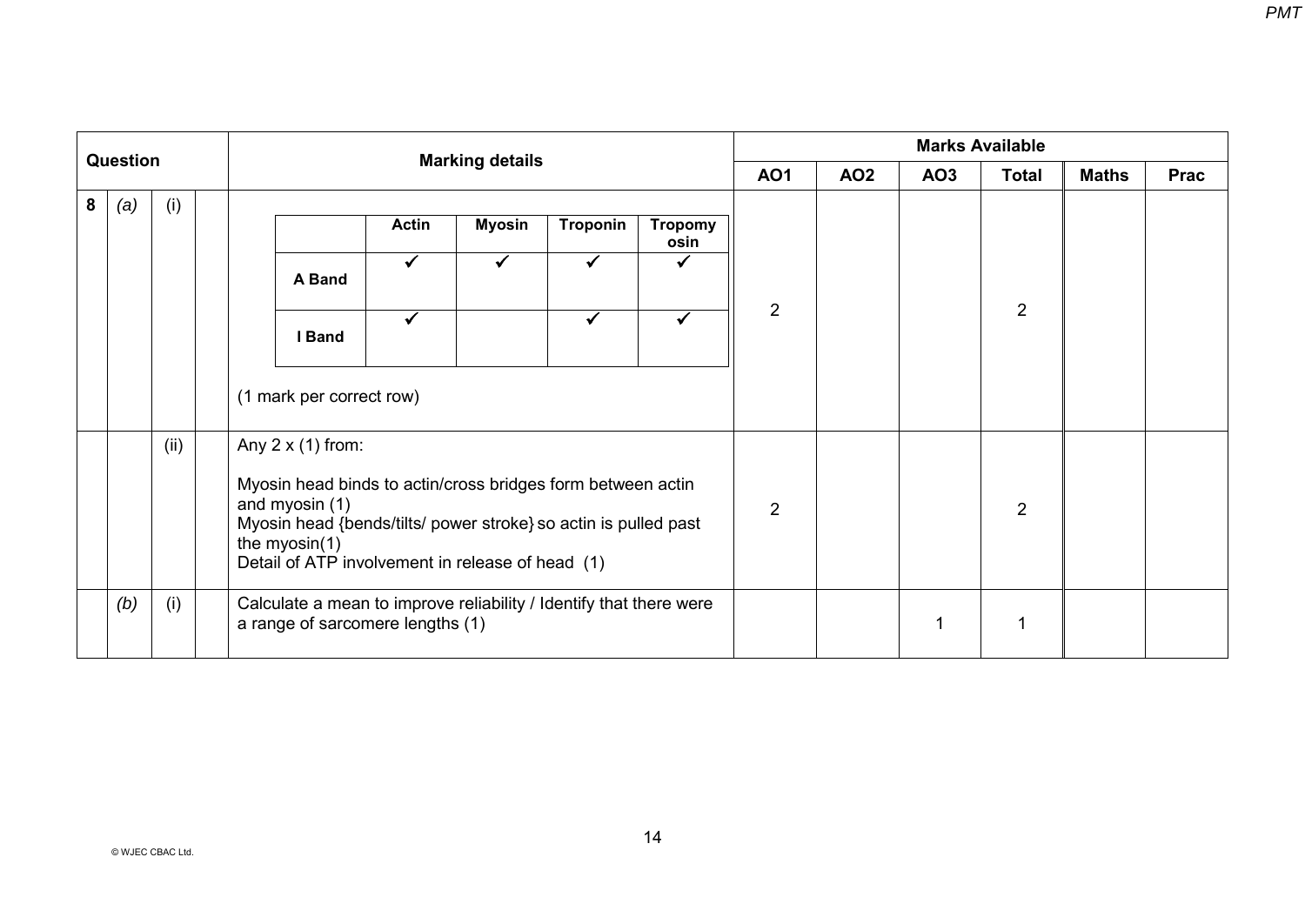| Question | | | | Marking details | Marks Available | | | | | |
|---|---|---|---|---|---|---|---|---|---|---|
| | | | | | AO1 | AO2 | AO3 | Total | Maths | Prac |
| 8 | (a) | (i) | | (see table below) (1 mark per correct row) | 2 | | | 2 | | |
| | | (ii) | | Any 2 x (1) from: Myosin head binds to actin/cross bridges form between actin and myosin (1) Myosin head {bends/tilts/ power stroke} so actin is pulled past the myosin(1) Detail of ATP involvement in release of head (1) | 2 | | | 2 | | |
| | (b) | (i) | | Calculate a mean to improve reliability / Identify that there were a range of sarcomere lengths (1) | | | 1 | 1 | | |

Table for 8 (a)(i):

| | Actin | Myosin | Troponin | Tropomyosin |
|---|---|---|---|---|
| A Band | ✓ | ✓ | ✓ | ✓ |
| I Band | ✓ | | ✓ | ✓ |

(1 mark per correct row)

© WJEC CBAC Ltd.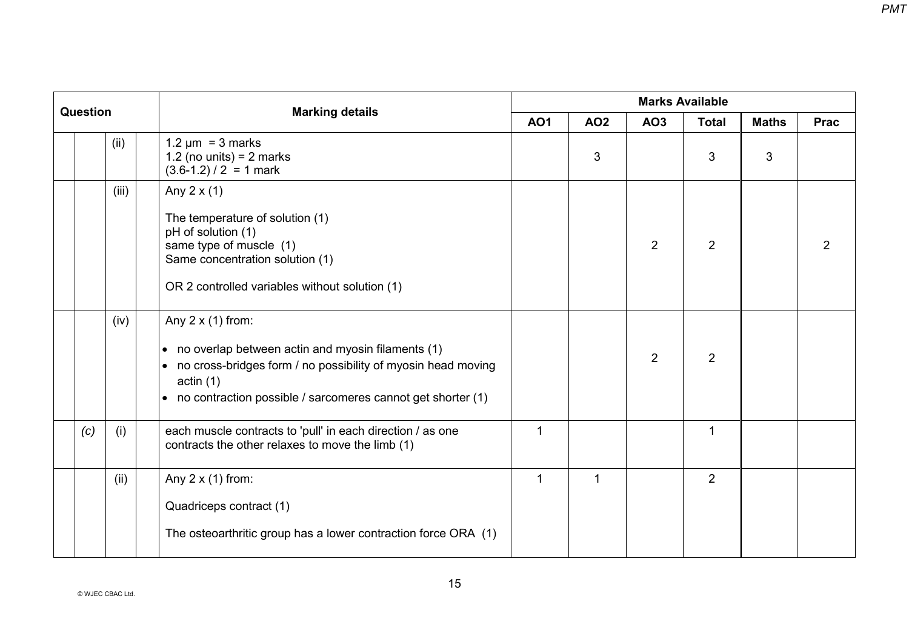| Question | | | | Marking details | Marks Available | | | | | |
|---|---|---|---|---|---|---|---|---|---|---|
| | | | | | AO1 | AO2 | AO3 | Total | Maths | Prac |
| | | (ii) | | 1.2 μm = 3 marks<br>1.2 (no units) = 2 marks<br>(3.6-1.2) / 2 = 1 mark | | 3 | | 3 | 3 | |
| | | (iii) | | Any 2 x (1)<br><br>The temperature of solution (1)<br>pH of solution (1)<br>same type of muscle (1)<br>Same concentration solution (1)<br><br>OR 2 controlled variables without solution (1) | | | 2 | 2 | | 2 |
| | | (iv) | | Any 2 x (1) from:<br><br>• no overlap between actin and myosin filaments (1)<br>• no cross-bridges form / no possibility of myosin head moving actin (1)<br>• no contraction possible / sarcomeres cannot get shorter (1) | | | 2 | 2 | | |
| | *(c)* | (i) | | each muscle contracts to 'pull' in each direction / as one contracts the other relaxes to move the limb (1) | 1 | | | 1 | | |
| | | (ii) | | Any 2 x (1) from:<br><br>Quadriceps contract (1)<br><br>The osteoarthritic group has a lower contraction force ORA (1) | 1 | 1 | | 2 | | |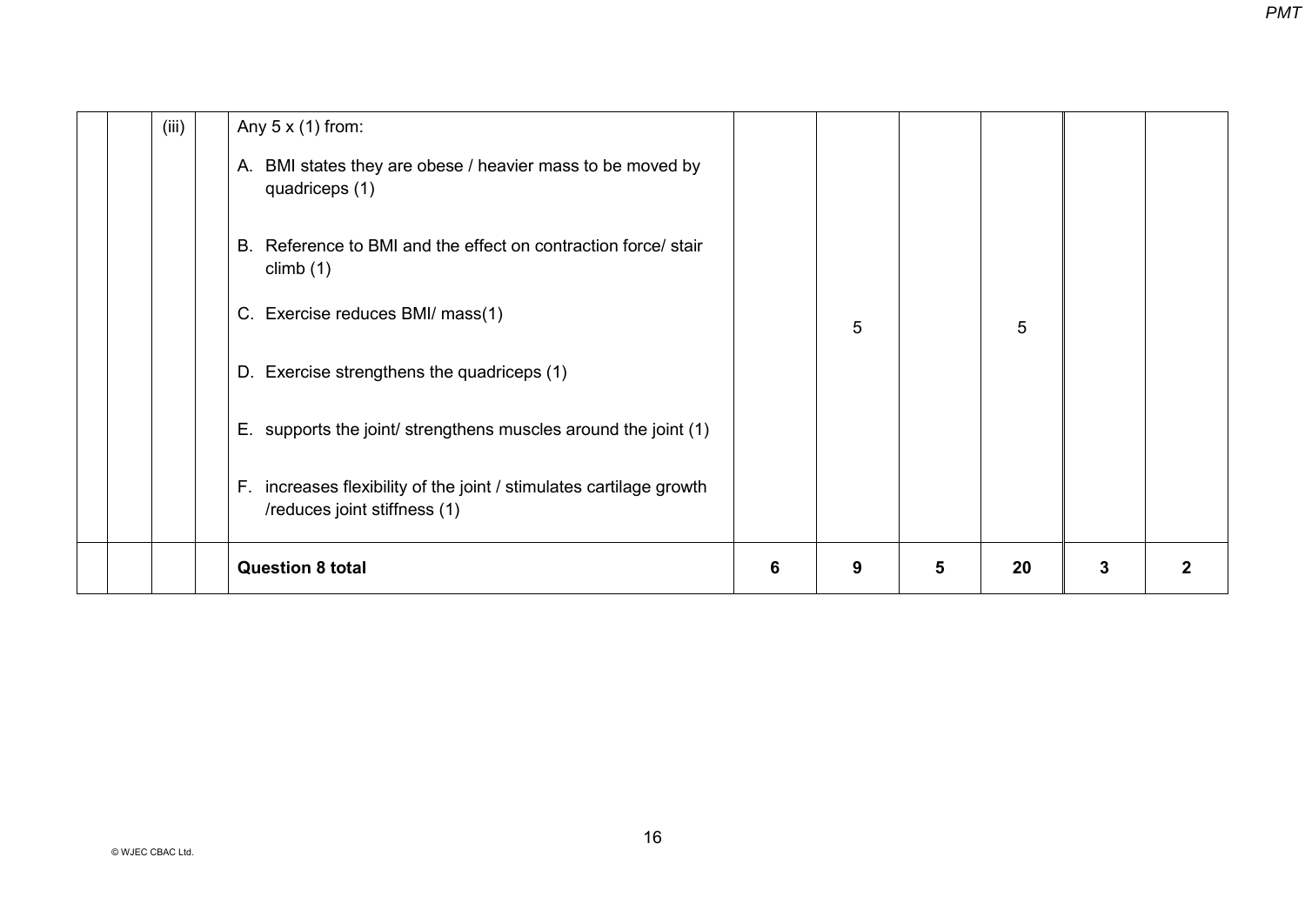| | | | | | | | | | |
|---|---|---|---|---|---|---|---|---|---|
| | | (iii) | | Any 5 x (1) from:<br><br>A. BMI states they are obese / heavier mass to be moved by quadriceps (1)<br><br>B. Reference to BMI and the effect on contraction force/ stair climb (1)<br><br>C. Exercise reduces BMI/ mass(1)<br><br>D. Exercise strengthens the quadriceps (1)<br><br>E. supports the joint/ strengthens muscles around the joint (1)<br><br>F. increases flexibility of the joint / stimulates cartilage growth /reduces joint stiffness (1) | | 5 | | 5 | | |
| | | | | **Question 8 total** | **6** | **9** | **5** | **20** | **3** | **2** |

© WJEC CBAC Ltd.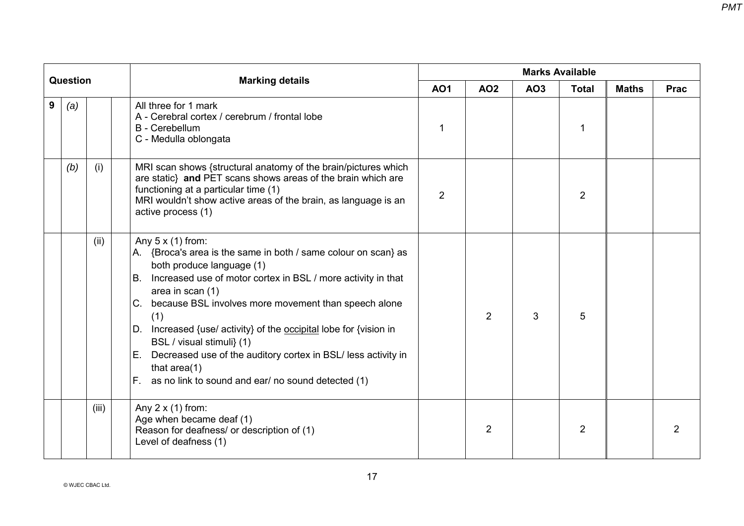| Question | | | | Marking details | Marks Available | | | | | |
|---|---|---|---|---|---|---|---|---|---|---|
| | | | | | AO1 | AO2 | AO3 | Total | Maths | Prac |
| 9 | (a) | | | All three for 1 mark<br>A - Cerebral cortex / cerebrum / frontal lobe<br>B - Cerebellum<br>C - Medulla oblongata | 1 | | | 1 | | |
| | (b) | (i) | | MRI scan shows {structural anatomy of the brain/pictures which are static} **and** PET scans shows areas of the brain which are functioning at a particular time (1)<br>MRI wouldn't show active areas of the brain, as language is an active process (1) | 2 | | | 2 | | |
| | | (ii) | | Any 5 x (1) from:<br>A. {Broca's area is the same in both / same colour on scan} as both produce language (1)<br>B. Increased use of motor cortex in BSL / more activity in that area in scan (1)<br>C. because BSL involves more movement than speech alone (1)<br>D. Increased {use/ activity} of the occipital lobe for {vision in BSL / visual stimuli} (1)<br>E. Decreased use of the auditory cortex in BSL/ less activity in that area(1)<br>F. as no link to sound and ear/ no sound detected (1) | | 2 | 3 | 5 | | |
| | | (iii) | | Any 2 x (1) from:<br>Age when became deaf (1)<br>Reason for deafness/ or description of (1)<br>Level of deafness (1) | | 2 | | 2 | | 2 |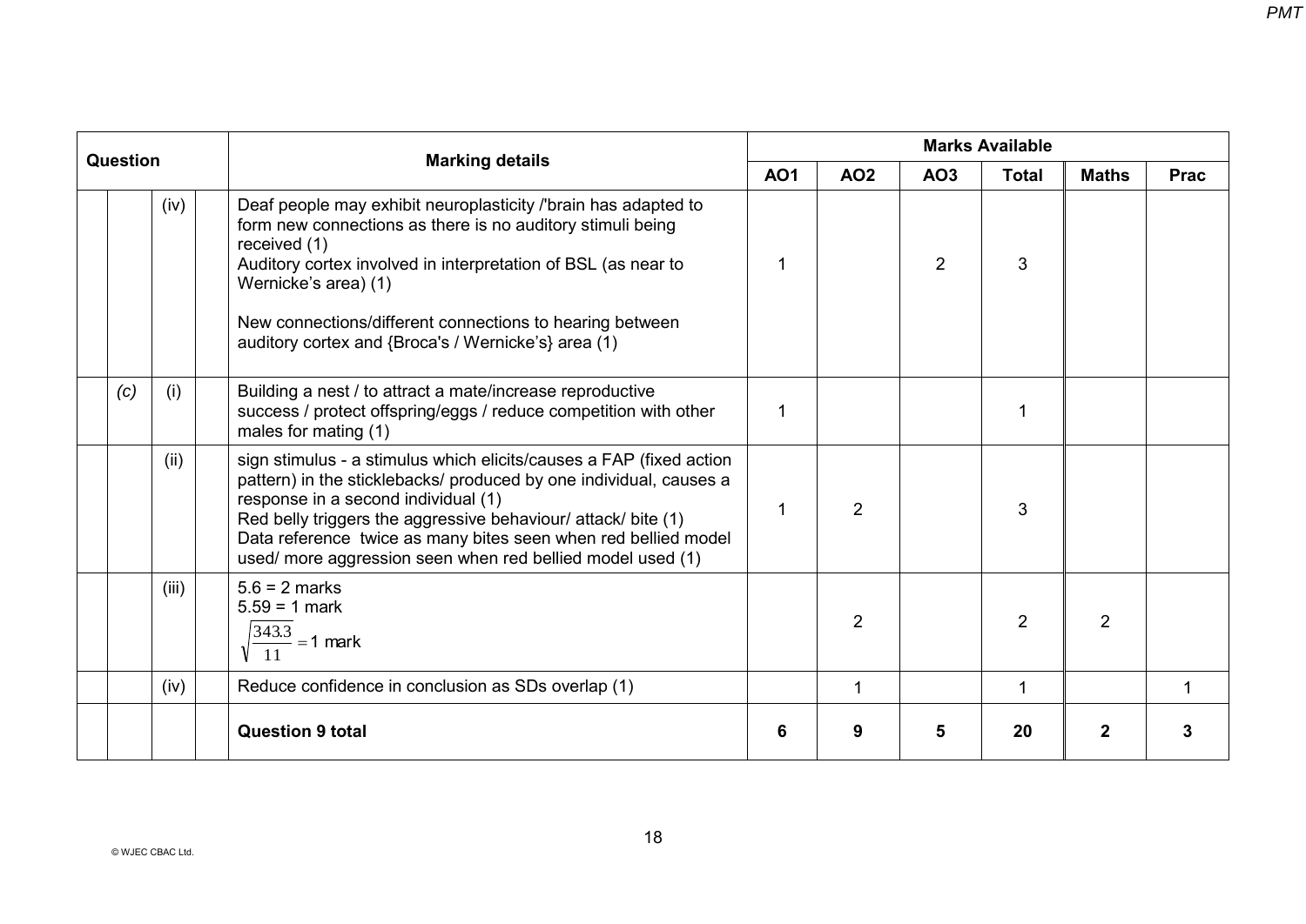| Question | | | | Marking details | Marks Available | | | | | |
|---|---|---|---|---|---|---|---|---|---|---|
| | | | | | AO1 | AO2 | AO3 | Total | Maths | Prac |
| | | (iv) | | Deaf people may exhibit neuroplasticity /'brain has adapted to form new connections as there is no auditory stimuli being received (1)<br>Auditory cortex involved in interpretation of BSL (as near to Wernicke's area) (1)<br><br>New connections/different connections to hearing between auditory cortex and {Broca's / Wernicke's} area (1) | 1 | | 2 | 3 | | |
| | *(c)* | (i) | | Building a nest / to attract a mate/increase reproductive success / protect offspring/eggs / reduce competition with other males for mating (1) | 1 | | | 1 | | |
| | | (ii) | | sign stimulus - a stimulus which elicits/causes a FAP (fixed action pattern) in the sticklebacks/ produced by one individual, causes a response in a second individual (1)<br>Red belly triggers the aggressive behaviour/ attack/ bite (1)<br>Data reference twice as many bites seen when red bellied model used/ more aggression seen when red bellied model used (1) | 1 | 2 | | 3 | | |
| | | (iii) | | 5.6 = 2 marks<br>5.59 = 1 mark<br>$\sqrt{\frac{343.3}{11}} = 1$ mark | | 2 | | 2 | 2 | |
| | | (iv) | | Reduce confidence in conclusion as SDs overlap (1) | | 1 | | 1 | | 1 |
| | | | | **Question 9 total** | **6** | **9** | **5** | **20** | **2** | **3** |

© WJEC CBAC Ltd.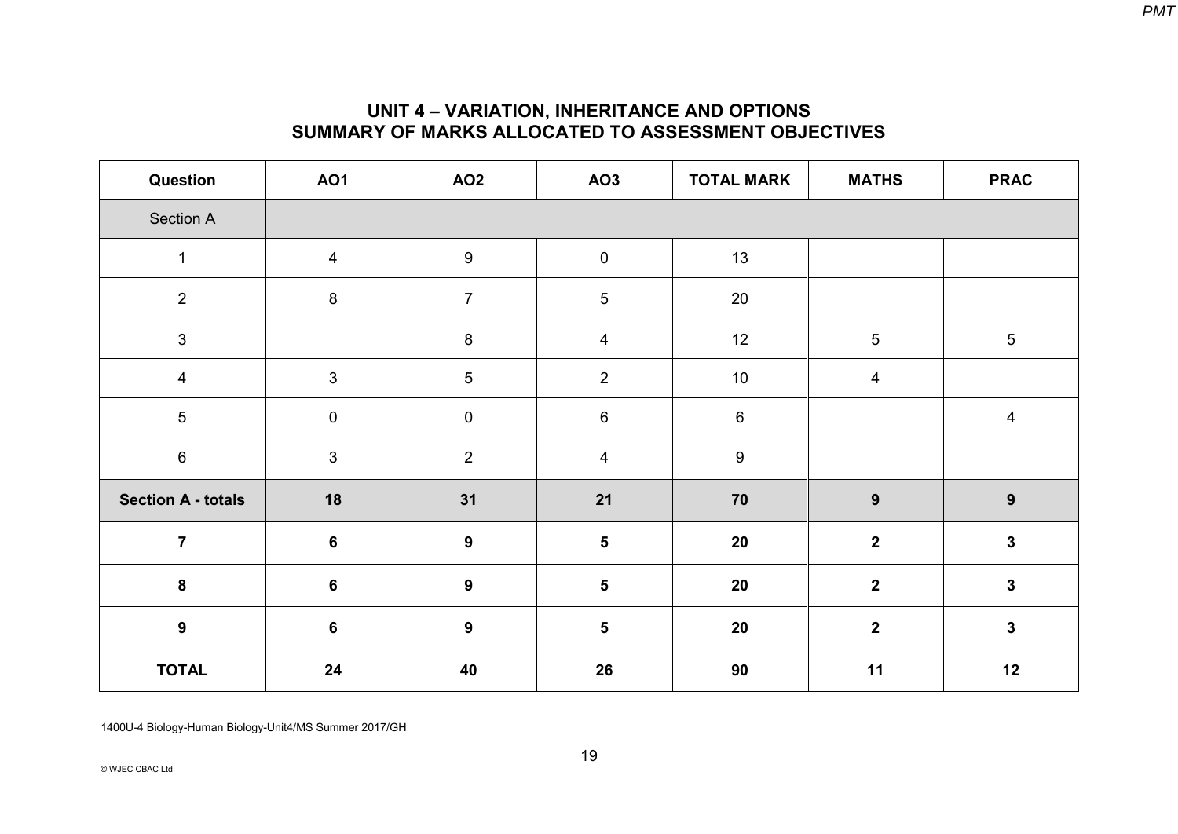## UNIT 4 – VARIATION, INHERITANCE AND OPTIONS
## SUMMARY OF MARKS ALLOCATED TO ASSESSMENT OBJECTIVES

| Question | AO1 | AO2 | AO3 | TOTAL MARK | MATHS | PRAC |
|---|---|---|---|---|---|---|
| Section A | | | | | | |
| 1 | 4 | 9 | 0 | 13 | | |
| 2 | 8 | 7 | 5 | 20 | | |
| 3 | | 8 | 4 | 12 | 5 | 5 |
| 4 | 3 | 5 | 2 | 10 | 4 | |
| 5 | 0 | 0 | 6 | 6 | | 4 |
| 6 | 3 | 2 | 4 | 9 | | |
| **Section A - totals** | **18** | **31** | **21** | **70** | **9** | **9** |
| **7** | **6** | **9** | **5** | **20** | **2** | **3** |
| **8** | **6** | **9** | **5** | **20** | **2** | **3** |
| **9** | **6** | **9** | **5** | **20** | **2** | **3** |
| **TOTAL** | **24** | **40** | **26** | **90** | **11** | **12** |

1400U-4 Biology-Human Biology-Unit4/MS Summer 2017/GH

© WJEC CBAC Ltd.